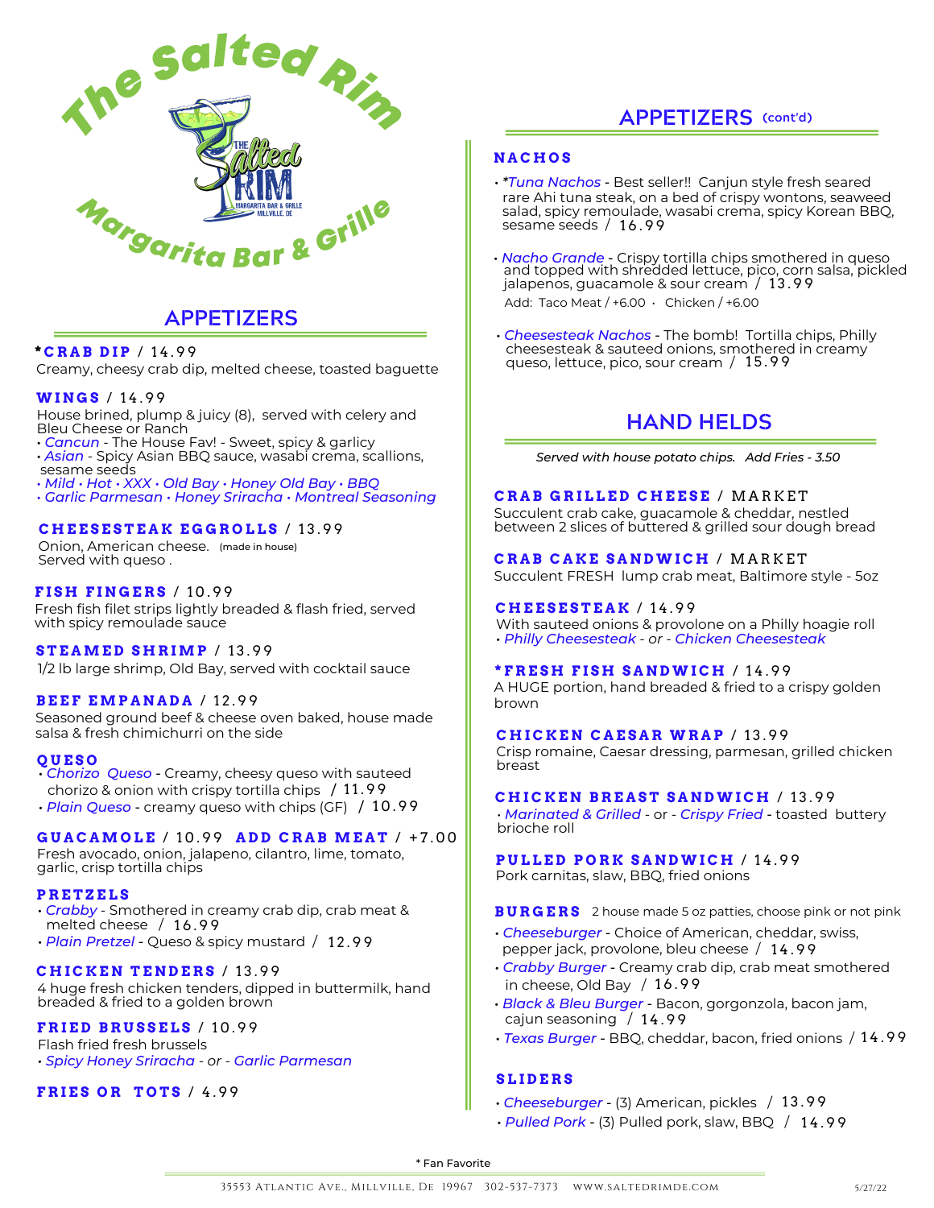# The Salted Rim

## Margarita Bar & Grille

## APPETIZERS

**\*CRAB DIP** / 14.99
Creamy, cheesy crab dip, melted cheese, toasted baguette

**WINGS** / 14.99
House brined, plump & juicy (8), served with celery and Bleu Cheese or Ranch
- *Cancun* - The House Fav! - Sweet, spicy & garlicy
- *Asian* - Spicy Asian BBQ sauce, wasabi crema, scallions, sesame seeds
- *Mild • Hot • XXX • Old Bay • Honey Old Bay • BBQ*
- *Garlic Parmesan • Honey Sriracha • Montreal Seasoning*

**CHEESESTEAK EGGROLLS** / 13.99
Onion, American cheese. (made in house)
Served with queso .

**FISH FINGERS** / 10.99
Fresh fish filet strips lightly breaded & flash fried, served with spicy remoulade sauce

**STEAMED SHRIMP** / 13.99
1/2 lb large shrimp, Old Bay, served with cocktail sauce

**BEEF EMPANADA** / 12.99
Seasoned ground beef & cheese oven baked, house made salsa & fresh chimichurri on the side

**QUESO**
- *Chorizo Queso* - Creamy, cheesy queso with sauteed chorizo & onion with crispy tortilla chips / 11.99
- *Plain Queso* - creamy queso with chips (GF) / 10.99

**GUACAMOLE** / 10.99 **ADD CRAB MEAT** / +7.00
Fresh avocado, onion, jalapeno, cilantro, lime, tomato, garlic, crisp tortilla chips

**PRETZELS**
- *Crabby* - Smothered in creamy crab dip, crab meat & melted cheese / 16.99
- *Plain Pretzel* - Queso & spicy mustard / 12.99

**CHICKEN TENDERS** / 13.99
4 huge fresh chicken tenders, dipped in buttermilk, hand breaded & fried to a golden brown

**FRIED BRUSSELS** / 10.99
Flash fried fresh brussels
- *Spicy Honey Sriracha* - or - *Garlic Parmesan*

**FRIES OR TOTS** / 4.99

## APPETIZERS (cont'd)

**NACHOS**
- *\*Tuna Nachos* - Best seller!! Canjun style fresh seared rare Ahi tuna steak, on a bed of crispy wontons, seaweed salad, spicy remoulade, wasabi crema, spicy Korean BBQ, sesame seeds / 16.99
- *Nacho Grande* - Crispy tortilla chips smothered in queso and topped with shredded lettuce, pico, corn salsa, pickled jalapenos, guacamole & sour cream / 13.99
  Add: Taco Meat / +6.00 • Chicken / +6.00
- *Cheesesteak Nachos* - The bomb! Tortilla chips, Philly cheesesteak & sauteed onions, smothered in creamy queso, lettuce, pico, sour cream / 15.99

## HAND HELDS

*Served with house potato chips. Add Fries - 3.50*

**CRAB GRILLED CHEESE** / MARKET
Succulent crab cake, guacamole & cheddar, nestled between 2 slices of buttered & grilled sour dough bread

**CRAB CAKE SANDWICH** / MARKET
Succulent FRESH lump crab meat, Baltimore style - 5oz

**CHEESESTEAK** / 14.99
With sauteed onions & provolone on a Philly hoagie roll
- *Philly Cheesesteak* - or - *Chicken Cheesesteak*

**\*FRESH FISH SANDWICH** / 14.99
A HUGE portion, hand breaded & fried to a crispy golden brown

**CHICKEN CAESAR WRAP** / 13.99
Crisp romaine, Caesar dressing, parmesan, grilled chicken breast

**CHICKEN BREAST SANDWICH** / 13.99
- *Marinated & Grilled* - or - *Crispy Fried* - toasted buttery brioche roll

**PULLED PORK SANDWICH** / 14.99
Pork carnitas, slaw, BBQ, fried onions

**BURGERS** 2 house made 5 oz patties, choose pink or not pink
- *Cheeseburger* - Choice of American, cheddar, swiss, pepper jack, provolone, bleu cheese / 14.99
- *Crabby Burger* - Creamy crab dip, crab meat smothered in cheese, Old Bay / 16.99
- *Black & Bleu Burger* - Bacon, gorgonzola, bacon jam, cajun seasoning / 14.99
- *Texas Burger* - BBQ, cheddar, bacon, fried onions / 14.99

**SLIDERS**
- *Cheeseburger* - (3) American, pickles / 13.99
- *Pulled Pork* - (3) Pulled pork, slaw, BBQ / 14.99

\* Fan Favorite

35553 Atlantic Ave., Millville, DE 19967 302-537-7373 www.saltedrimde.com 5/27/22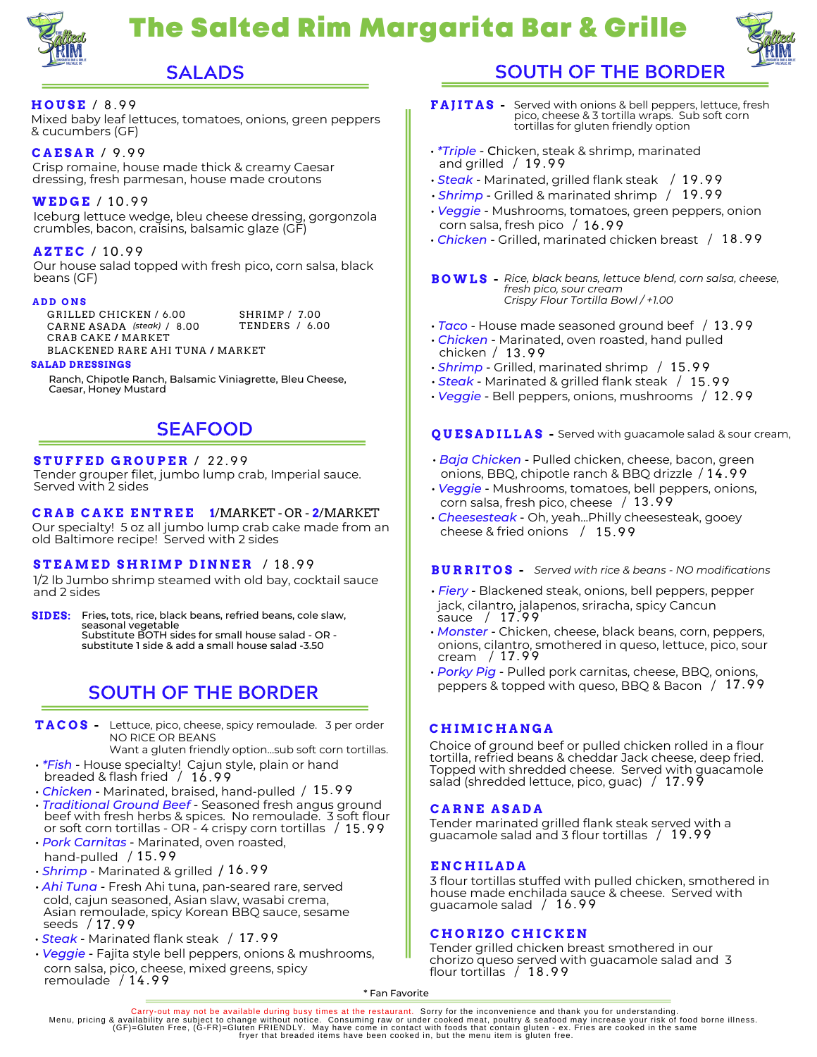# The Salted Rim Margarita Bar & Grille

## SALADS

**HOUSE** / 8.99
Mixed baby leaf lettuces, tomatoes, onions, green peppers & cucumbers (GF)

**CAESAR** / 9.99
Crisp romaine, house made thick & creamy Caesar dressing, fresh parmesan, house made croutons

**WEDGE** / 10.99
Iceburg lettuce wedge, bleu cheese dressing, gorgonzola crumbles, bacon, craisins, balsamic glaze (GF)

**AZTEC** / 10.99
Our house salad topped with fresh pico, corn salsa, black beans (GF)

**ADD ONS**

GRILLED CHICKEN / 6.00
CARNE ASADA *(steak)* / 8.00
CRAB CAKE / MARKET
BLACKENED RARE AHI TUNA / MARKET
SHRIMP / 7.00
TENDERS / 6.00

**SALAD DRESSINGS**

Ranch, Chipotle Ranch, Balsamic Viniagrette, Bleu Cheese, Caesar, Honey Mustard

## SEAFOOD

**STUFFED GROUPER** / 22.99
Tender grouper filet, jumbo lump crab, Imperial sauce. Served with 2 sides

**CRAB CAKE ENTREE** 1/MARKET - OR - 2/MARKET
Our specialty! 5 oz all jumbo lump crab cake made from an old Baltimore recipe! Served with 2 sides

**STEAMED SHRIMP DINNER** / 18.99
1/2 lb Jumbo shrimp steamed with old bay, cocktail sauce and 2 sides

**SIDES:** Fries, tots, rice, black beans, refried beans, cole slaw, seasonal vegetable
Substitute BOTH sides for small house salad - OR - substitute 1 side & add a small house salad -3.50

## SOUTH OF THE BORDER

**TACOS** - Lettuce, pico, cheese, spicy remoulade. 3 per order
NO RICE OR BEANS
Want a gluten friendly option...sub soft corn tortillas.

- *\*Fish* - House specialty! Cajun style, plain or hand breaded & flash fried / 16.99
- *Chicken* - Marinated, braised, hand-pulled / 15.99
- *Traditional Ground Beef* - Seasoned fresh angus ground beef with fresh herbs & spices. No remoulade. 3 soft flour or soft corn tortillas - OR - 4 crispy corn tortillas / 15.99
- *Pork Carnitas* - Marinated, oven roasted, hand-pulled / 15.99
- *Shrimp* - Marinated & grilled / 16.99
- *Ahi Tuna* - Fresh Ahi tuna, pan-seared rare, served cold, cajun seasoned, Asian slaw, wasabi crema, Asian remoulade, spicy Korean BBQ sauce, sesame seeds / 17.99
- *Steak* - Marinated flank steak / 17.99
- *Veggie* - Fajita style bell peppers, onions & mushrooms, corn salsa, pico, cheese, mixed greens, spicy remoulade / 14.99

## SOUTH OF THE BORDER

**FAJITAS** - Served with onions & bell peppers, lettuce, fresh pico, cheese & 3 tortilla wraps. Sub soft corn tortillas for gluten friendly option

- *\*Triple* - Chicken, steak & shrimp, marinated and grilled / 19.99
- *Steak* - Marinated, grilled flank steak / 19.99
- *Shrimp* - Grilled & marinated shrimp / 19.99
- *Veggie* - Mushrooms, tomatoes, green peppers, onion corn salsa, fresh pico / 16.99
- *Chicken* - Grilled, marinated chicken breast / 18.99

**BOWLS** - *Rice, black beans, lettuce blend, corn salsa, cheese, fresh pico, sour cream*
*Crispy Flour Tortilla Bowl / +1.00*

- *Taco* - House made seasoned ground beef / 13.99
- *Chicken* - Marinated, oven roasted, hand pulled chicken / 13.99
- *Shrimp* - Grilled, marinated shrimp / 15.99
- *Steak* - Marinated & grilled flank steak / 15.99
- *Veggie* - Bell peppers, onions, mushrooms / 12.99

**QUESADILLAS** - Served with guacamole salad & sour cream,

- *Baja Chicken* - Pulled chicken, cheese, bacon, green onions, BBQ, chipotle ranch & BBQ drizzle / 14.99
- *Veggie* - Mushrooms, tomatoes, bell peppers, onions, corn salsa, fresh pico, cheese / 13.99
- *Cheesesteak* - Oh, yeah...Philly cheesesteak, gooey cheese & fried onions / 15.99

**BURRITOS** - *Served with rice & beans - NO modifications*

- *Fiery* - Blackened steak, onions, bell peppers, pepper jack, cilantro, jalapenos, sriracha, spicy Cancun sauce / 17.99
- *Monster* - Chicken, cheese, black beans, corn, peppers, onions, cilantro, smothered in queso, lettuce, pico, sour cream / 17.99
- *Porky Pig* - Pulled pork carnitas, cheese, BBQ, onions, peppers & topped with queso, BBQ & Bacon / 17.99

**CHIMICHANGA**
Choice of ground beef or pulled chicken rolled in a flour tortilla, refried beans & cheddar Jack cheese, deep fried. Topped with shredded cheese. Served with guacamole salad (shredded lettuce, pico, guac) / 17.99

**CARNE ASADA**
Tender marinated grilled flank steak served with a guacamole salad and 3 flour tortillas / 19.99

**ENCHILADA**
3 flour tortillas stuffed with pulled chicken, smothered in house made enchilada sauce & cheese. Served with guacamole salad / 16.99

**CHORIZO CHICKEN**
Tender grilled chicken breast smothered in our chorizo queso served with guacamole salad and 3 flour tortillas / 18.99

\* Fan Favorite

Carry-out may not be available during busy times at the restaurant. Sorry for the inconvenience and thank you for understanding.
Menu, pricing & availability are subject to change without notice. Consuming raw or under cooked meat, poultry & seafood may increase your risk of food borne illness. (GF)=Gluten Free, (G-FR)=Gluten FRIENDLY. May have come in contact with foods that contain gluten - ex. Fries are cooked in the same fryer that breaded items have been cooked in, but the menu item is gluten free.